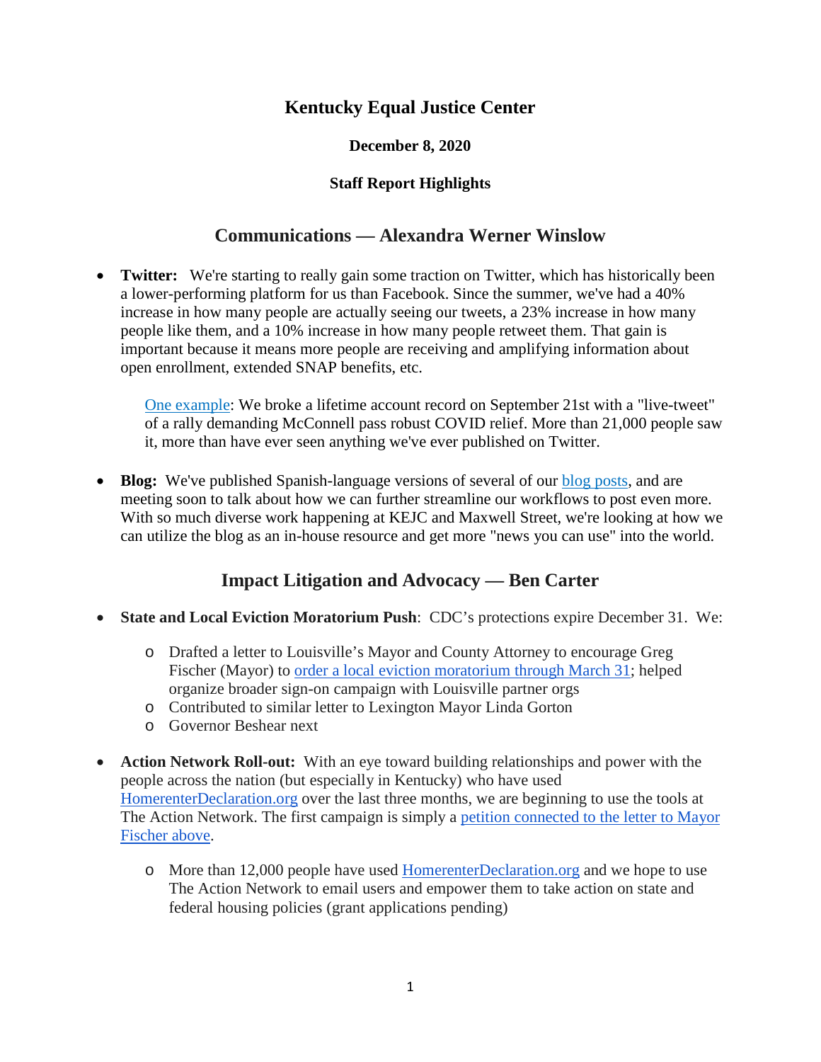# Kentucky Equal Justice Center

**December 8, 2020**

**Staff Report Highlights**

## Communications — Alexandra Werner Winslow

- **Twitter:** We're starting to really gain some traction on Twitter, which has historically been a lower-performing platform for us than Facebook. Since the summer, we've had a 40% increase in how many people are actually seeing our tweets, a 23% increase in how many people like them, and a 10% increase in how many people retweet them. That gain is important because it means more people are receiving and amplifying information about open enrollment, extended SNAP benefits, etc.

  One example: We broke a lifetime account record on September 21st with a "live-tweet" of a rally demanding McConnell pass robust COVID relief. More than 21,000 people saw it, more than have ever seen anything we've ever published on Twitter.

- **Blog:** We've published Spanish-language versions of several of our blog posts, and are meeting soon to talk about how we can further streamline our workflows to post even more. With so much diverse work happening at KEJC and Maxwell Street, we're looking at how we can utilize the blog as an in-house resource and get more "news you can use" into the world.

## Impact Litigation and Advocacy — Ben Carter

- **State and Local Eviction Moratorium Push**: CDC's protections expire December 31. We:
  - Drafted a letter to Louisville's Mayor and County Attorney to encourage Greg Fischer (Mayor) to order a local eviction moratorium through March 31; helped organize broader sign-on campaign with Louisville partner orgs
  - Contributed to similar letter to Lexington Mayor Linda Gorton
  - Governor Beshear next

- **Action Network Roll-out:** With an eye toward building relationships and power with the people across the nation (but especially in Kentucky) who have used HomerenterDeclaration.org over the last three months, we are beginning to use the tools at The Action Network. The first campaign is simply a petition connected to the letter to Mayor Fischer above.
  - More than 12,000 people have used HomerenterDeclaration.org and we hope to use The Action Network to email users and empower them to take action on state and federal housing policies (grant applications pending)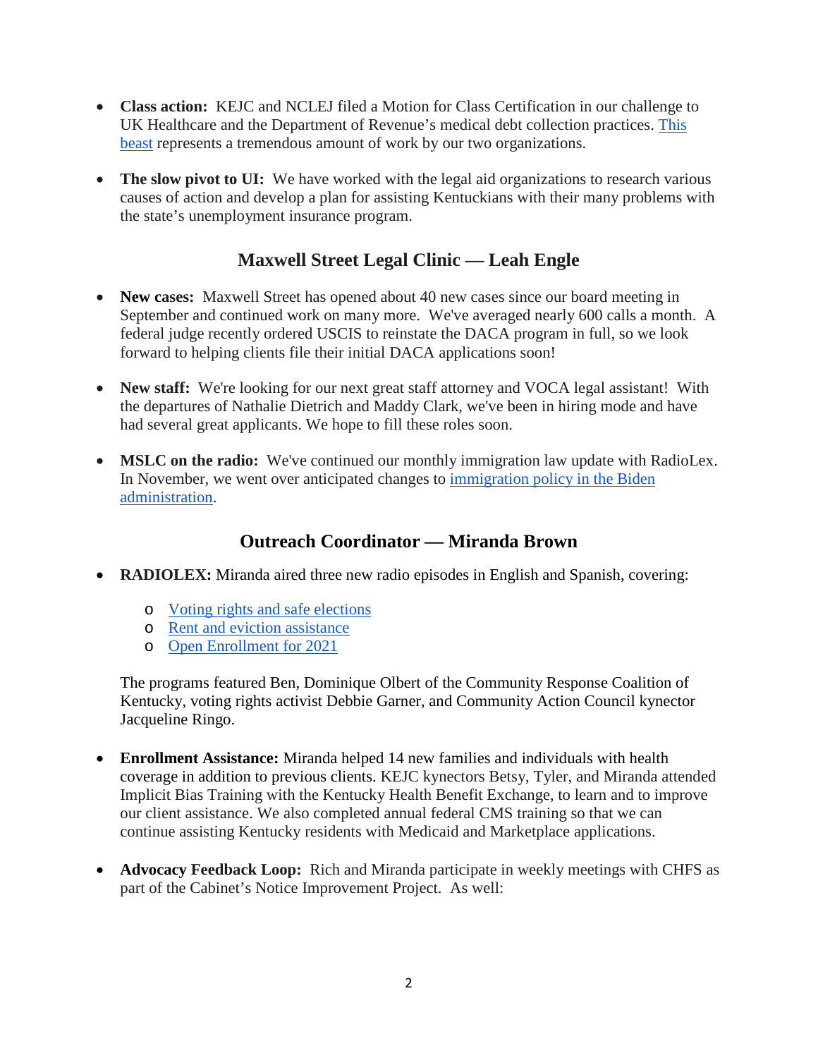- **Class action:** KEJC and NCLEJ filed a Motion for Class Certification in our challenge to UK Healthcare and the Department of Revenue's medical debt collection practices. This beast represents a tremendous amount of work by our two organizations.

- **The slow pivot to UI:** We have worked with the legal aid organizations to research various causes of action and develop a plan for assisting Kentuckians with their many problems with the state's unemployment insurance program.

## Maxwell Street Legal Clinic — Leah Engle

- **New cases:** Maxwell Street has opened about 40 new cases since our board meeting in September and continued work on many more. We've averaged nearly 600 calls a month. A federal judge recently ordered USCIS to reinstate the DACA program in full, so we look forward to helping clients file their initial DACA applications soon!

- **New staff:** We're looking for our next great staff attorney and VOCA legal assistant! With the departures of Nathalie Dietrich and Maddy Clark, we've been in hiring mode and have had several great applicants. We hope to fill these roles soon.

- **MSLC on the radio:** We've continued our monthly immigration law update with RadioLex. In November, we went over anticipated changes to immigration policy in the Biden administration.

## Outreach Coordinator — Miranda Brown

- **RADIOLEX:** Miranda aired three new radio episodes in English and Spanish, covering:
  - Voting rights and safe elections
  - Rent and eviction assistance
  - Open Enrollment for 2021

  The programs featured Ben, Dominique Olbert of the Community Response Coalition of Kentucky, voting rights activist Debbie Garner, and Community Action Council kynector Jacqueline Ringo.

- **Enrollment Assistance:** Miranda helped 14 new families and individuals with health coverage in addition to previous clients. KEJC kynectors Betsy, Tyler, and Miranda attended Implicit Bias Training with the Kentucky Health Benefit Exchange, to learn and to improve our client assistance. We also completed annual federal CMS training so that we can continue assisting Kentucky residents with Medicaid and Marketplace applications.

- **Advocacy Feedback Loop:** Rich and Miranda participate in weekly meetings with CHFS as part of the Cabinet's Notice Improvement Project. As well: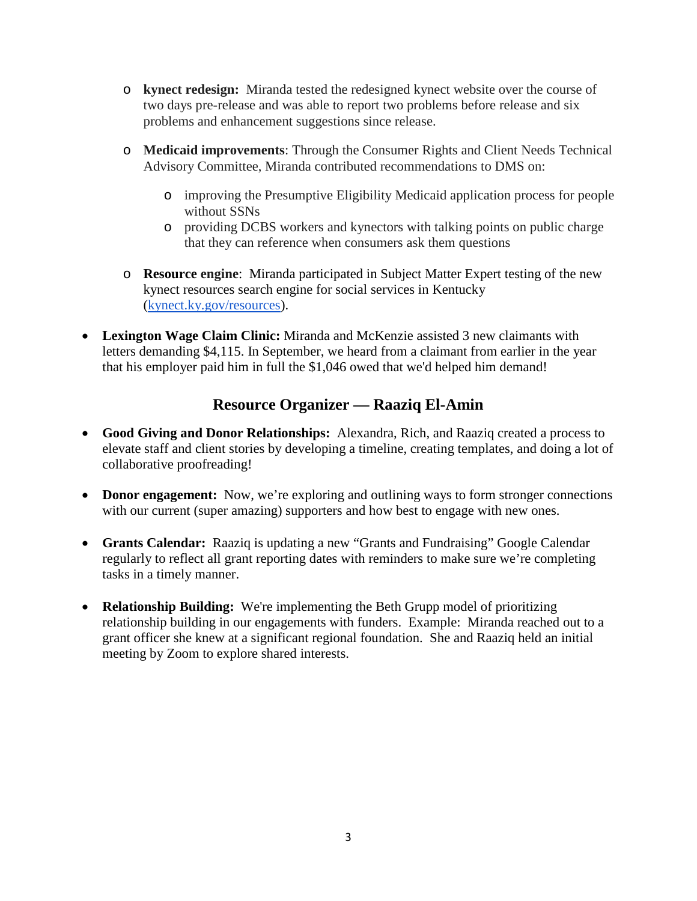- **kynect redesign:** Miranda tested the redesigned kynect website over the course of two days pre-release and was able to report two problems before release and six problems and enhancement suggestions since release.

  - **Medicaid improvements**: Through the Consumer Rights and Client Needs Technical Advisory Committee, Miranda contributed recommendations to DMS on:

    - improving the Presumptive Eligibility Medicaid application process for people without SSNs
    - providing DCBS workers and kynectors with talking points on public charge that they can reference when consumers ask them questions

  - **Resource engine**: Miranda participated in Subject Matter Expert testing of the new kynect resources search engine for social services in Kentucky ([kynect.ky.gov/resources](kynect.ky.gov/resources)).

- **Lexington Wage Claim Clinic:** Miranda and McKenzie assisted 3 new claimants with letters demanding $4,115. In September, we heard from a claimant from earlier in the year that his employer paid him in full the $1,046 owed that we'd helped him demand!

## Resource Organizer — Raaziq El-Amin

- **Good Giving and Donor Relationships:** Alexandra, Rich, and Raaziq created a process to elevate staff and client stories by developing a timeline, creating templates, and doing a lot of collaborative proofreading!

- **Donor engagement:** Now, we're exploring and outlining ways to form stronger connections with our current (super amazing) supporters and how best to engage with new ones.

- **Grants Calendar:** Raaziq is updating a new "Grants and Fundraising" Google Calendar regularly to reflect all grant reporting dates with reminders to make sure we're completing tasks in a timely manner.

- **Relationship Building:** We're implementing the Beth Grupp model of prioritizing relationship building in our engagements with funders. Example: Miranda reached out to a grant officer she knew at a significant regional foundation. She and Raaziq held an initial meeting by Zoom to explore shared interests.